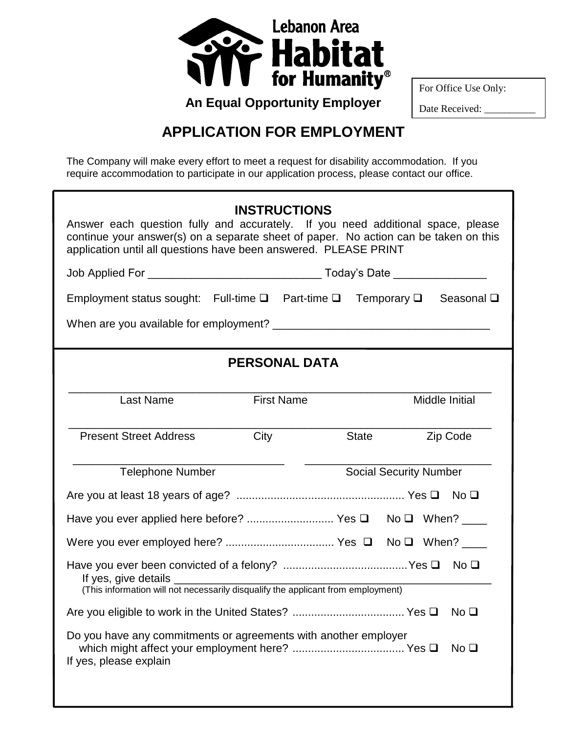Lebanon Area Habitat for Humanity®

**An Equal Opportunity Employer**

For Office Use Only:

Date Received: __________

# APPLICATION FOR EMPLOYMENT

The Company will make every effort to meet a request for disability accommodation. If you require accommodation to participate in our application process, please contact our office.

## INSTRUCTIONS

Answer each question fully and accurately. If you need additional space, please continue your answer(s) on a separate sheet of paper. No action can be taken on this application until all questions have been answered. PLEASE PRINT

Job Applied For ____________________________ Today's Date _______________

Employment status sought: Full-time ❑ Part-time ❑ Temporary ❑ Seasonal ❑

When are you available for employment? ___________________________________

## PERSONAL DATA

_____________________________________________________________________

Last Name First Name Middle Initial

_____________________________________________________________________

Present Street Address City State Zip Code

__________________________________ ______________________________

Telephone Number Social Security Number

Are you at least 18 years of age? ...................................................... Yes ❑ No ❑

Have you ever applied here before? ............................ Yes ❑ No ❑ When? ____

Were you ever employed here? ................................... Yes ❑ No ❑ When? ____

Have you ever been convicted of a felony? ........................................Yes ❑ No ❑

If yes, give details _______________________________________________________

(This information will not necessarily disqualify the applicant from employment)

Are you eligible to work in the United States? .................................... Yes ❑ No ❑

Do you have any commitments or agreements with another employer which might affect your employment here? .................................... Yes ❑ No ❑

If yes, please explain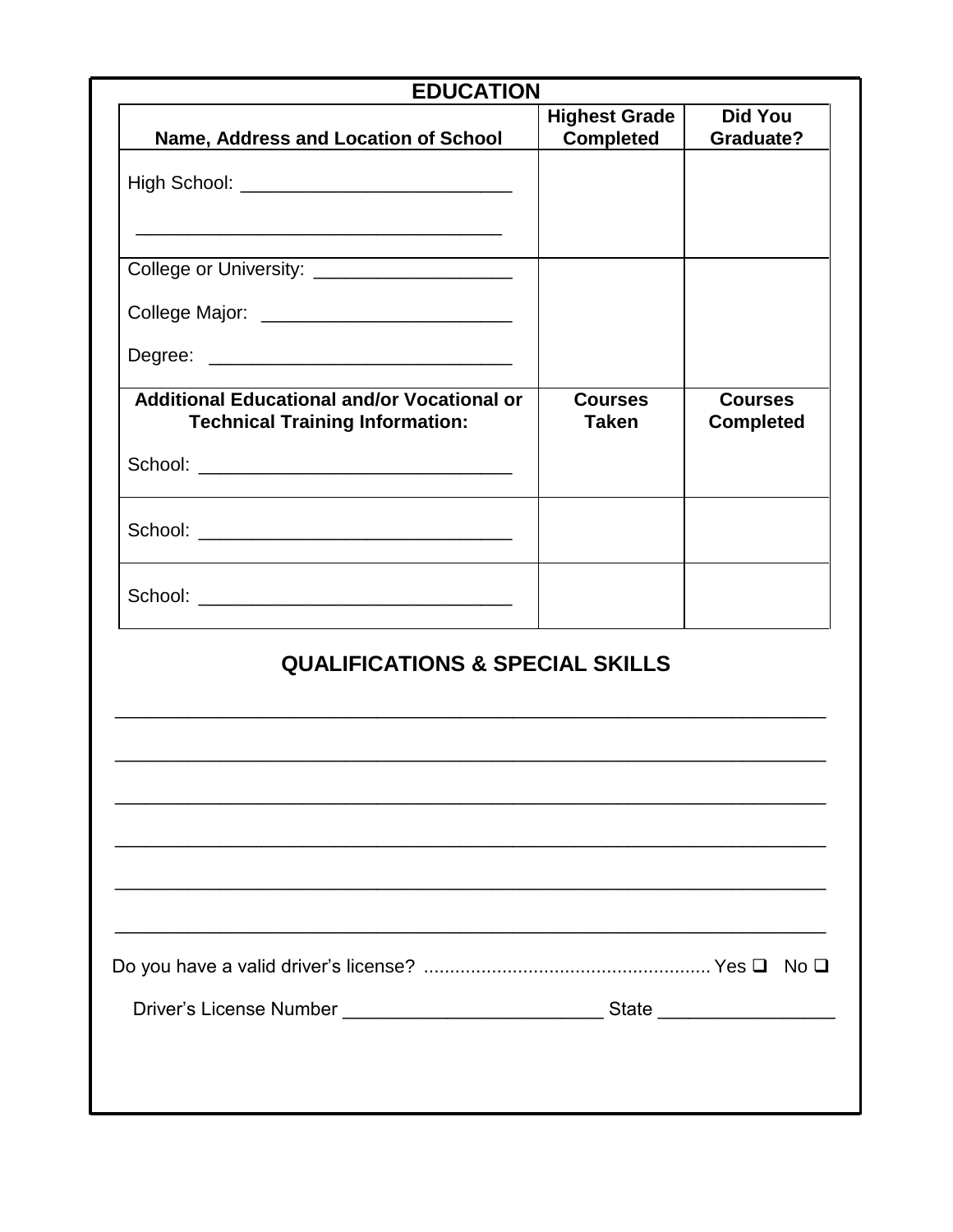## EDUCATION

| Name, Address and Location of School | Highest Grade Completed | Did You Graduate? |
|---|---|---|
| High School: ___________________________<br><br>____________________________________ | | |
| College or University: ____________________<br><br>College Major: _________________________<br><br>Degree: ______________________________ | | |
| **Additional Educational and/or Vocational or Technical Training Information:**<br><br>School: _______________________________ | **Courses Taken** | **Courses Completed** |
| School: _______________________________ | | |
| School: _______________________________ | | |

## QUALIFICATIONS & SPECIAL SKILLS

______________________________________________________________________

______________________________________________________________________

______________________________________________________________________

______________________________________________________________________

______________________________________________________________________

______________________________________________________________________

Do you have a valid driver's license? ....................................................... Yes ❑ No ❑

Driver's License Number __________________________ State _________________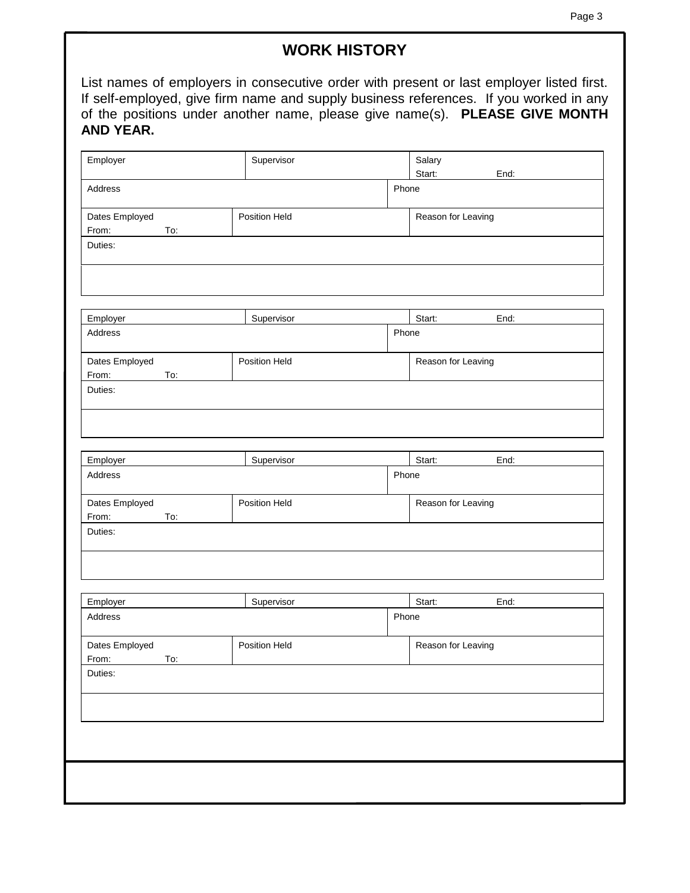# WORK HISTORY

List names of employers in consecutive order with present or last employer listed first. If self-employed, give firm name and supply business references. If you worked in any of the positions under another name, please give name(s). **PLEASE GIVE MONTH AND YEAR.**

| Employer | Supervisor | Salary<br>Start: End: |
|---|---|---|
| Address | Phone | |
| Dates Employed<br>From: To: | Position Held | Reason for Leaving |
| Duties: | | |
| | | |

| Employer | Supervisor | Start: End: |
|---|---|---|
| Address | Phone | |
| Dates Employed<br>From: To: | Position Held | Reason for Leaving |
| Duties: | | |
| | | |

| Employer | Supervisor | Start: End: |
|---|---|---|
| Address | Phone | |
| Dates Employed<br>From: To: | Position Held | Reason for Leaving |
| Duties: | | |
| | | |

| Employer | Supervisor | Start: End: |
|---|---|---|
| Address | Phone | |
| Dates Employed<br>From: To: | Position Held | Reason for Leaving |
| Duties: | | |
| | | |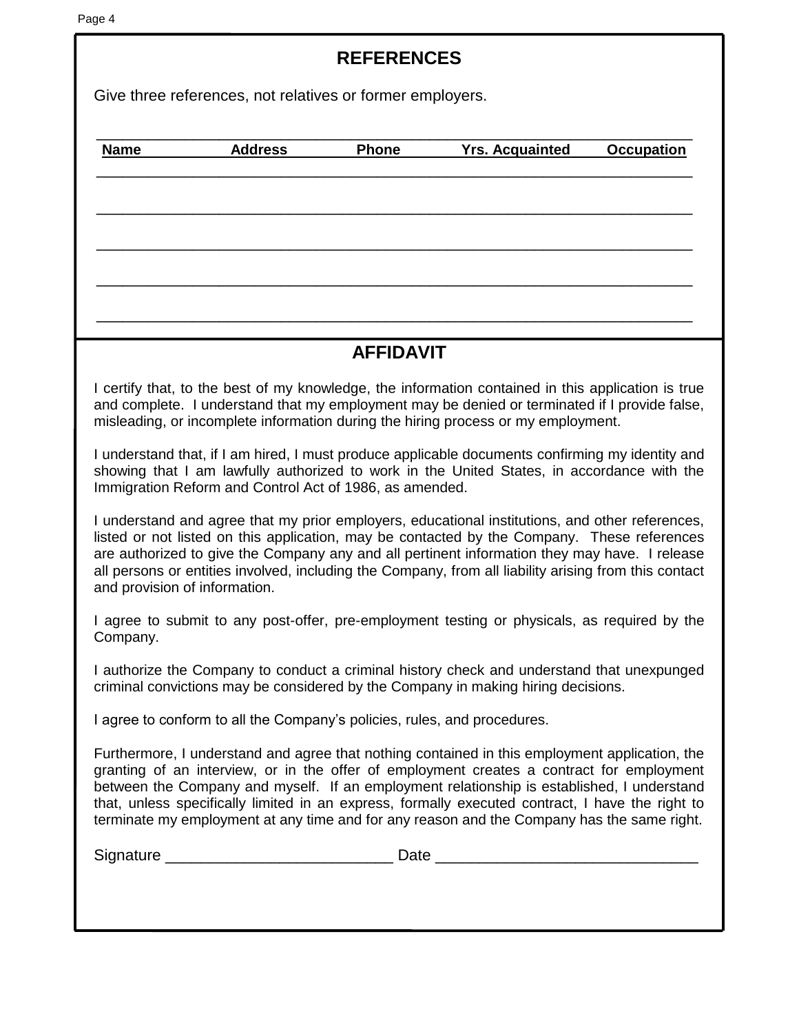## REFERENCES

Give three references, not relatives or former employers.

| Name | Address | Phone | Yrs. Acquainted | Occupation |
|---|---|---|---|---|
| | | | | |
| | | | | |
| | | | | |
| | | | | |
| | | | | |

## AFFIDAVIT

I certify that, to the best of my knowledge, the information contained in this application is true and complete. I understand that my employment may be denied or terminated if I provide false, misleading, or incomplete information during the hiring process or my employment.

I understand that, if I am hired, I must produce applicable documents confirming my identity and showing that I am lawfully authorized to work in the United States, in accordance with the Immigration Reform and Control Act of 1986, as amended.

I understand and agree that my prior employers, educational institutions, and other references, listed or not listed on this application, may be contacted by the Company. These references are authorized to give the Company any and all pertinent information they may have. I release all persons or entities involved, including the Company, from all liability arising from this contact and provision of information.

I agree to submit to any post-offer, pre-employment testing or physicals, as required by the Company.

I authorize the Company to conduct a criminal history check and understand that unexpunged criminal convictions may be considered by the Company in making hiring decisions.

I agree to conform to all the Company's policies, rules, and procedures.

Furthermore, I understand and agree that nothing contained in this employment application, the granting of an interview, or in the offer of employment creates a contract for employment between the Company and myself. If an employment relationship is established, I understand that, unless specifically limited in an express, formally executed contract, I have the right to terminate my employment at any time and for any reason and the Company has the same right.

Signature __________________________ Date ______________________________